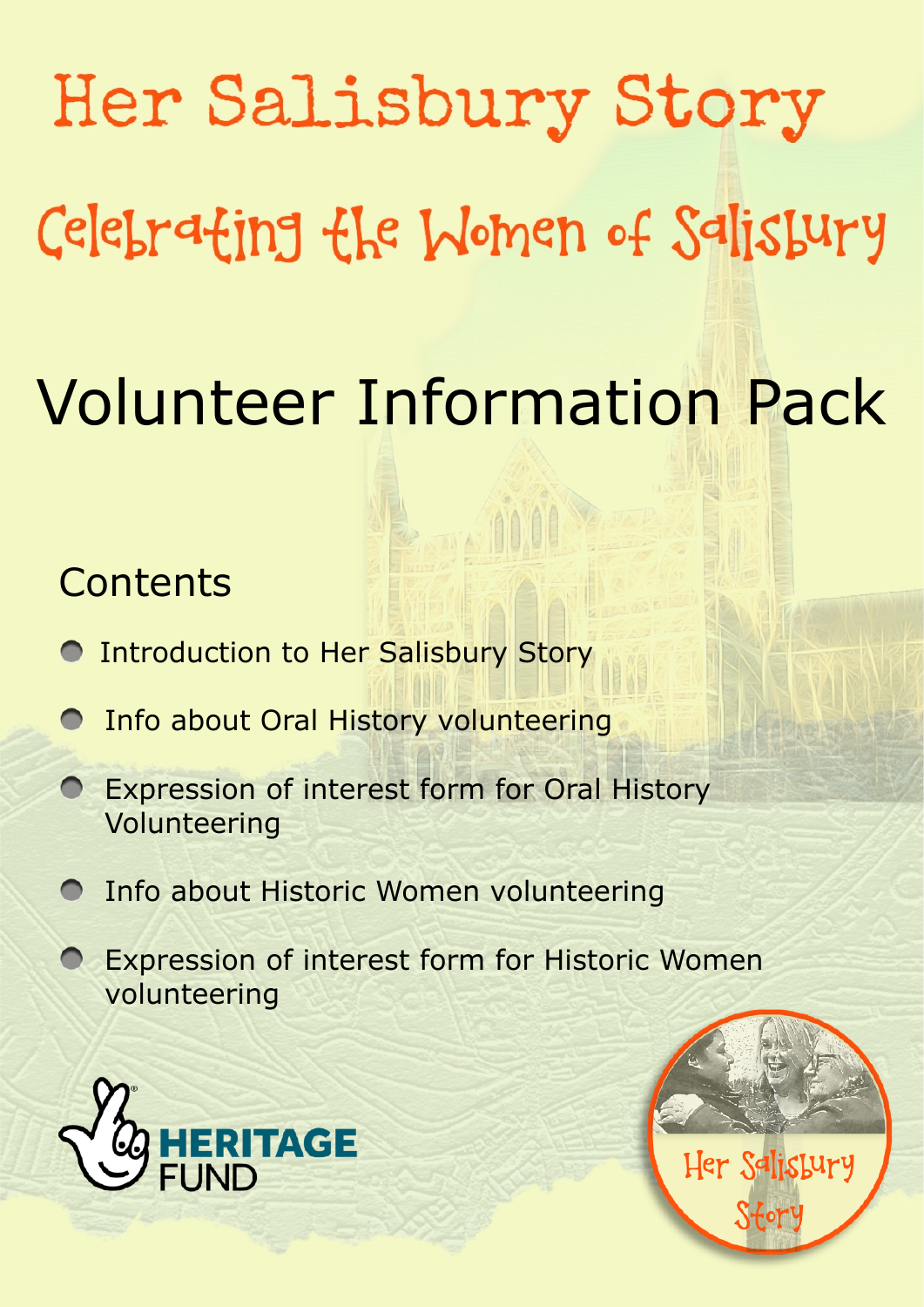# Her Salisbury Story

## Celebrating the Women of Salisbury

# Volunteer Information Pack

## Contents

- Introduction to Her Salisbury Story
- Info about Oral History volunteering
- Expression of interest form for Oral History Volunteering
- Info about Historic Women volunteering
- Expression of interest form for Historic Women volunteering

HERITAGE FUND

Her Salisbury Story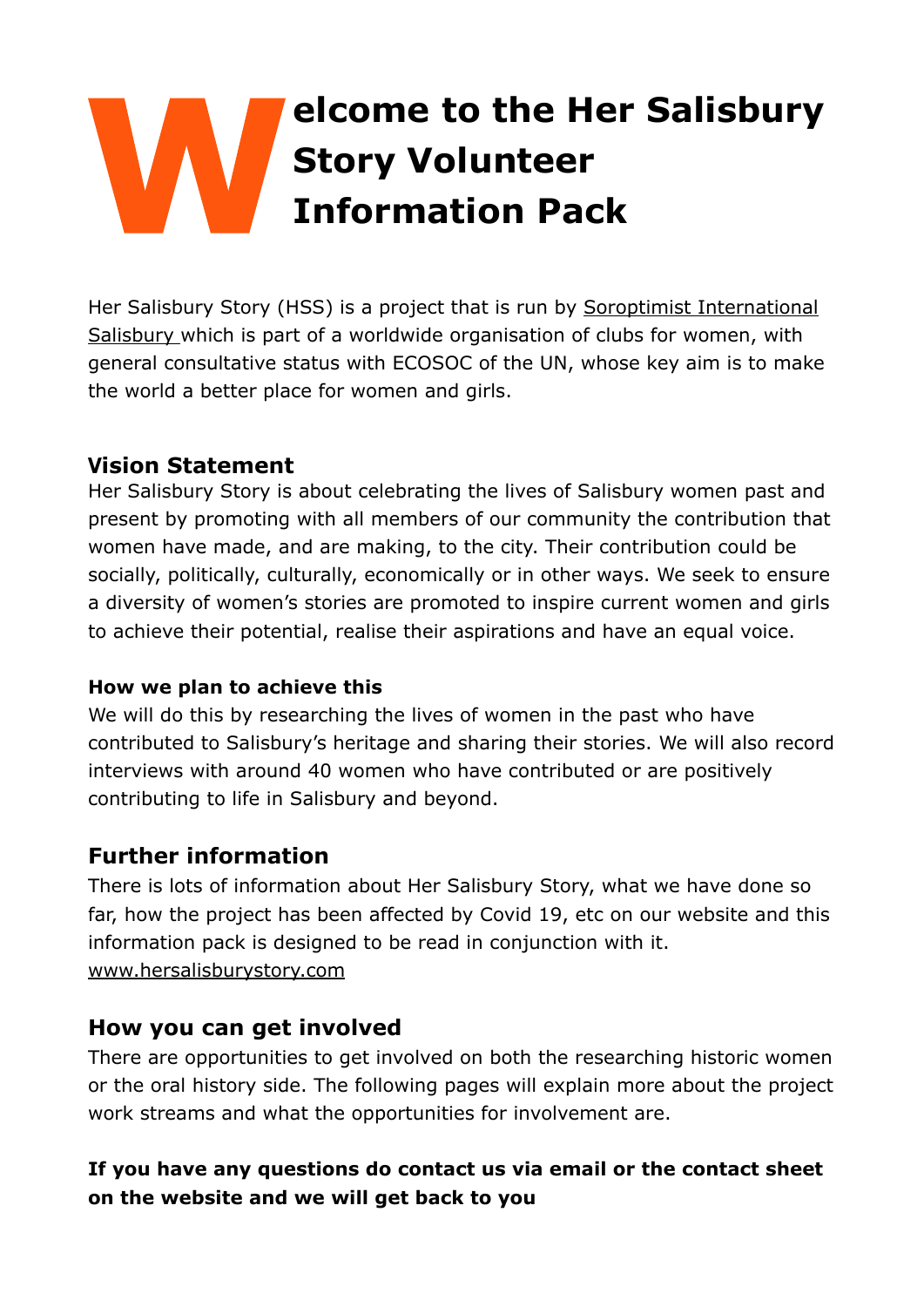# Welcome to the Her Salisbury Story Volunteer Information Pack

Her Salisbury Story (HSS) is a project that is run by Soroptimist International Salisbury which is part of a worldwide organisation of clubs for women, with general consultative status with ECOSOC of the UN, whose key aim is to make the world a better place for women and girls.

## Vision Statement

Her Salisbury Story is about celebrating the lives of Salisbury women past and present by promoting with all members of our community the contribution that women have made, and are making, to the city. Their contribution could be socially, politically, culturally, economically or in other ways. We seek to ensure a diversity of women's stories are promoted to inspire current women and girls to achieve their potential, realise their aspirations and have an equal voice.

### How we plan to achieve this

We will do this by researching the lives of women in the past who have contributed to Salisbury's heritage and sharing their stories. We will also record interviews with around 40 women who have contributed or are positively contributing to life in Salisbury and beyond.

## Further information

There is lots of information about Her Salisbury Story, what we have done so far, how the project has been affected by Covid 19, etc on our website and this information pack is designed to be read in conjunction with it. www.hersalisburystory.com

## How you can get involved

There are opportunities to get involved on both the researching historic women or the oral history side. The following pages will explain more about the project work streams and what the opportunities for involvement are.

**If you have any questions do contact us via email or the contact sheet on the website and we will get back to you**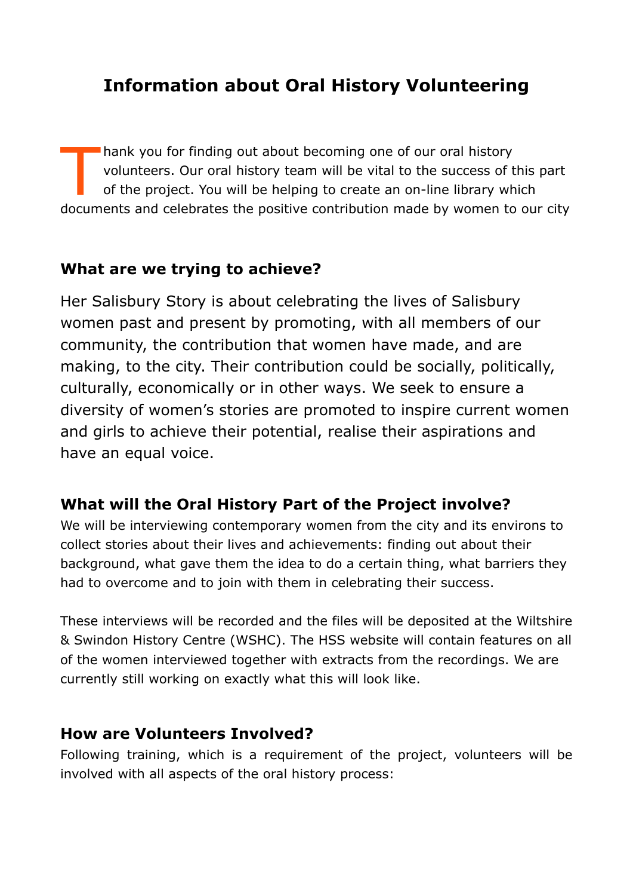# Information about Oral History Volunteering

Thank you for finding out about becoming one of our oral history volunteers. Our oral history team will be vital to the success of this part of the project. You will be helping to create an on-line library which documents and celebrates the positive contribution made by women to our city

## What are we trying to achieve?

Her Salisbury Story is about celebrating the lives of Salisbury women past and present by promoting, with all members of our community, the contribution that women have made, and are making, to the city. Their contribution could be socially, politically, culturally, economically or in other ways. We seek to ensure a diversity of women's stories are promoted to inspire current women and girls to achieve their potential, realise their aspirations and have an equal voice.

## What will the Oral History Part of the Project involve?

We will be interviewing contemporary women from the city and its environs to collect stories about their lives and achievements: finding out about their background, what gave them the idea to do a certain thing, what barriers they had to overcome and to join with them in celebrating their success.

These interviews will be recorded and the files will be deposited at the Wiltshire & Swindon History Centre (WSHC). The HSS website will contain features on all of the women interviewed together with extracts from the recordings. We are currently still working on exactly what this will look like.

## How are Volunteers Involved?

Following training, which is a requirement of the project, volunteers will be involved with all aspects of the oral history process: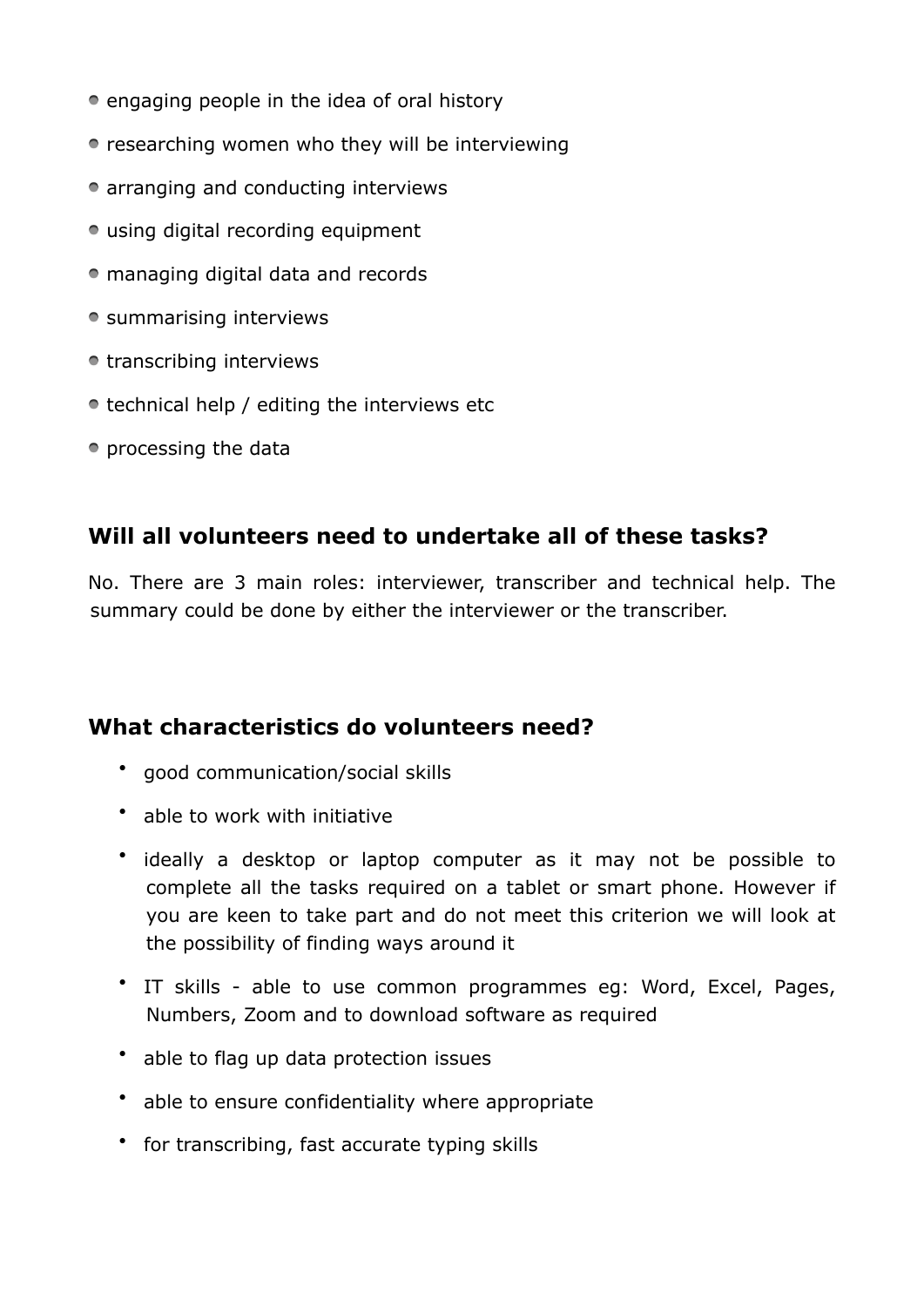- engaging people in the idea of oral history
- researching women who they will be interviewing
- arranging and conducting interviews
- using digital recording equipment
- managing digital data and records
- summarising interviews
- transcribing interviews
- technical help / editing the interviews etc
- processing the data

## Will all volunteers need to undertake all of these tasks?

No. There are 3 main roles: interviewer, transcriber and technical help. The summary could be done by either the interviewer or the transcriber.

## What characteristics do volunteers need?

- good communication/social skills
- able to work with initiative
- ideally a desktop or laptop computer as it may not be possible to complete all the tasks required on a tablet or smart phone. However if you are keen to take part and do not meet this criterion we will look at the possibility of finding ways around it
- IT skills - able to use common programmes eg: Word, Excel, Pages, Numbers, Zoom and to download software as required
- able to flag up data protection issues
- able to ensure confidentiality where appropriate
- for transcribing, fast accurate typing skills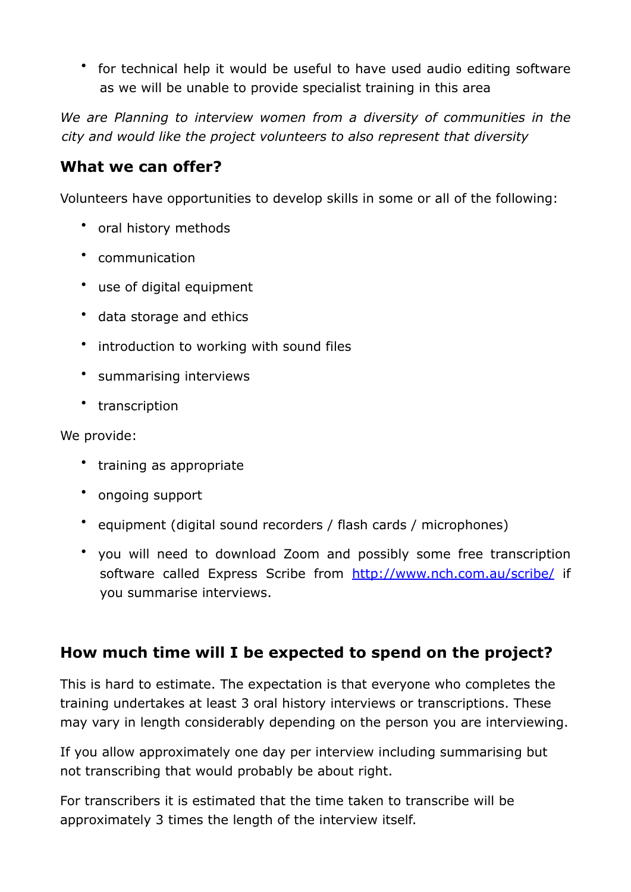- for technical help it would be useful to have used audio editing software as we will be unable to provide specialist training in this area

*We are Planning to interview women from a diversity of communities in the city and would like the project volunteers to also represent that diversity*

## What we can offer?

Volunteers have opportunities to develop skills in some or all of the following:

- oral history methods
- communication
- use of digital equipment
- data storage and ethics
- introduction to working with sound files
- summarising interviews
- transcription

We provide:

- training as appropriate
- ongoing support
- equipment (digital sound recorders / flash cards / microphones)
- you will need to download Zoom and possibly some free transcription software called Express Scribe from [http://www.nch.com.au/scribe/](http://www.nch.com.au/scribe/) if you summarise interviews.

## How much time will I be expected to spend on the project?

This is hard to estimate. The expectation is that everyone who completes the training undertakes at least 3 oral history interviews or transcriptions. These may vary in length considerably depending on the person you are interviewing.

If you allow approximately one day per interview including summarising but not transcribing that would probably be about right.

For transcribers it is estimated that the time taken to transcribe will be approximately 3 times the length of the interview itself.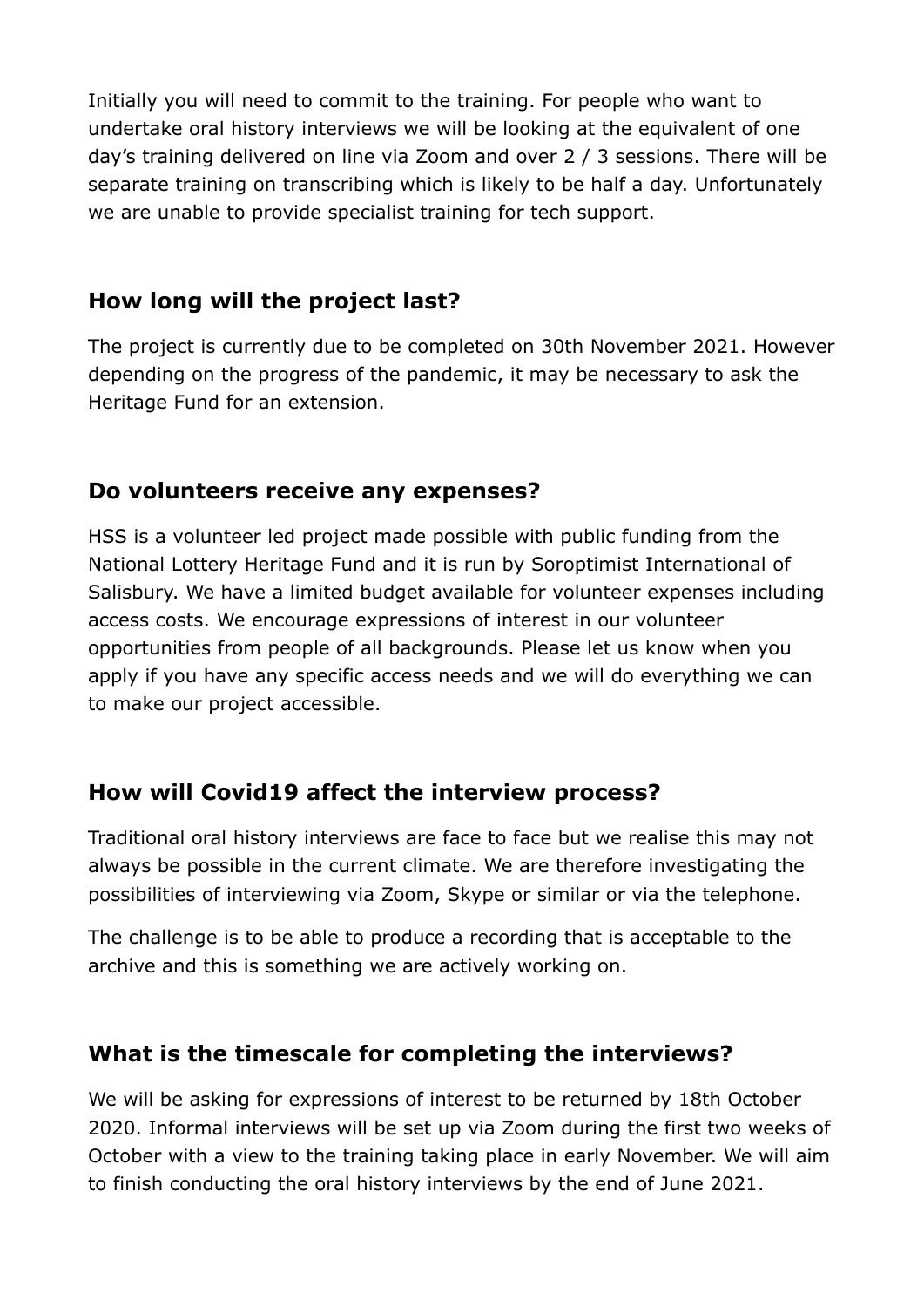Initially you will need to commit to the training. For people who want to undertake oral history interviews we will be looking at the equivalent of one day's training delivered on line via Zoom and over 2 / 3 sessions. There will be separate training on transcribing which is likely to be half a day. Unfortunately we are unable to provide specialist training for tech support.

## How long will the project last?

The project is currently due to be completed on 30th November 2021. However depending on the progress of the pandemic, it may be necessary to ask the Heritage Fund for an extension.

## Do volunteers receive any expenses?

HSS is a volunteer led project made possible with public funding from the National Lottery Heritage Fund and it is run by Soroptimist International of Salisbury. We have a limited budget available for volunteer expenses including access costs. We encourage expressions of interest in our volunteer opportunities from people of all backgrounds. Please let us know when you apply if you have any specific access needs and we will do everything we can to make our project accessible.

## How will Covid19 affect the interview process?

Traditional oral history interviews are face to face but we realise this may not always be possible in the current climate. We are therefore investigating the possibilities of interviewing via Zoom, Skype or similar or via the telephone.

The challenge is to be able to produce a recording that is acceptable to the archive and this is something we are actively working on.

## What is the timescale for completing the interviews?

We will be asking for expressions of interest to be returned by 18th October 2020. Informal interviews will be set up via Zoom during the first two weeks of October with a view to the training taking place in early November. We will aim to finish conducting the oral history interviews by the end of June 2021.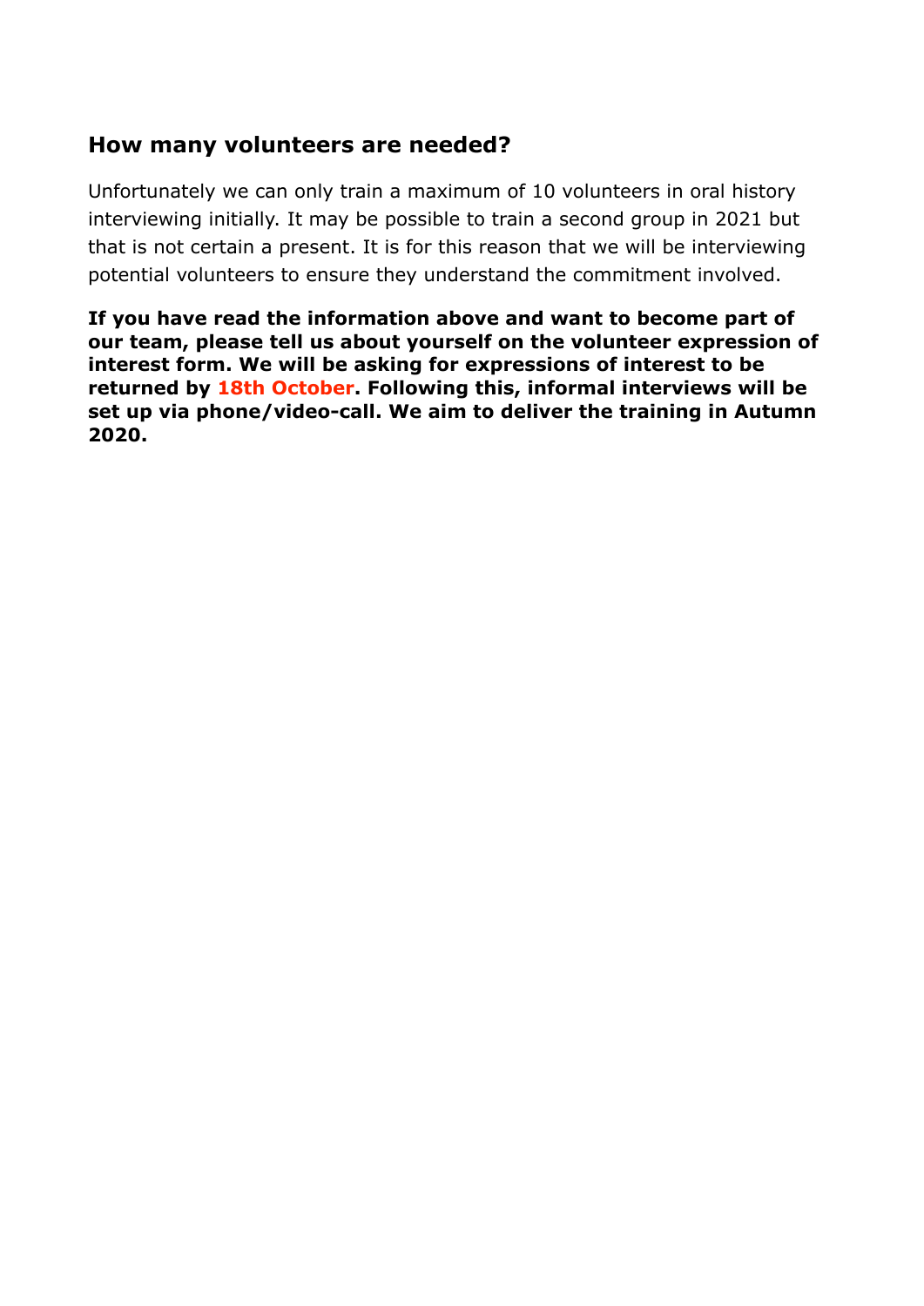## How many volunteers are needed?

Unfortunately we can only train a maximum of 10 volunteers in oral history interviewing initially. It may be possible to train a second group in 2021 but that is not certain a present. It is for this reason that we will be interviewing potential volunteers to ensure they understand the commitment involved.

**If you have read the information above and want to become part of our team, please tell us about yourself on the volunteer expression of interest form. We will be asking for expressions of interest to be returned by 18th October. Following this, informal interviews will be set up via phone/video-call. We aim to deliver the training in Autumn 2020.**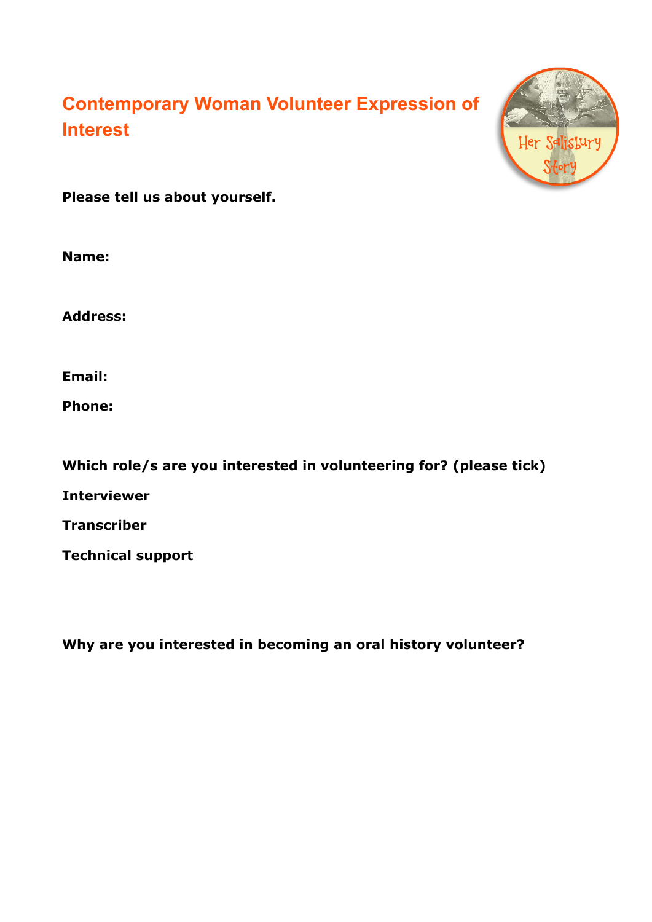# Contemporary Woman Volunteer Expression of Interest

**Please tell us about yourself.**

**Name:**

**Address:**

**Email:**

**Phone:**

**Which role/s are you interested in volunteering for? (please tick)**

**Interviewer**

**Transcriber**

**Technical support**

**Why are you interested in becoming an oral history volunteer?**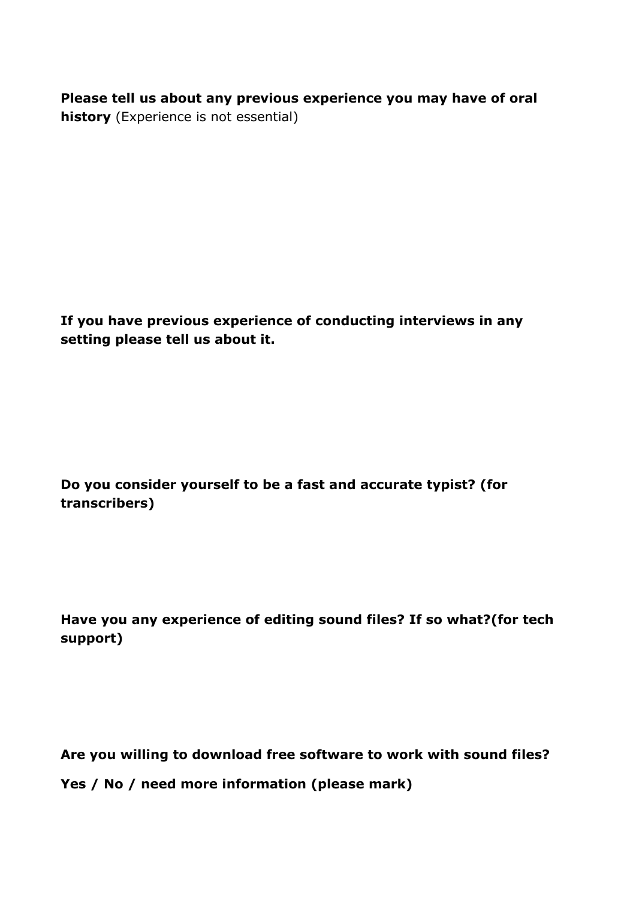**Please tell us about any previous experience you may have of oral history** (Experience is not essential)

**If you have previous experience of conducting interviews in any setting please tell us about it.**

**Do you consider yourself to be a fast and accurate typist? (for transcribers)**

**Have you any experience of editing sound files? If so what?(for tech support)**

**Are you willing to download free software to work with sound files?**

**Yes / No / need more information (please mark)**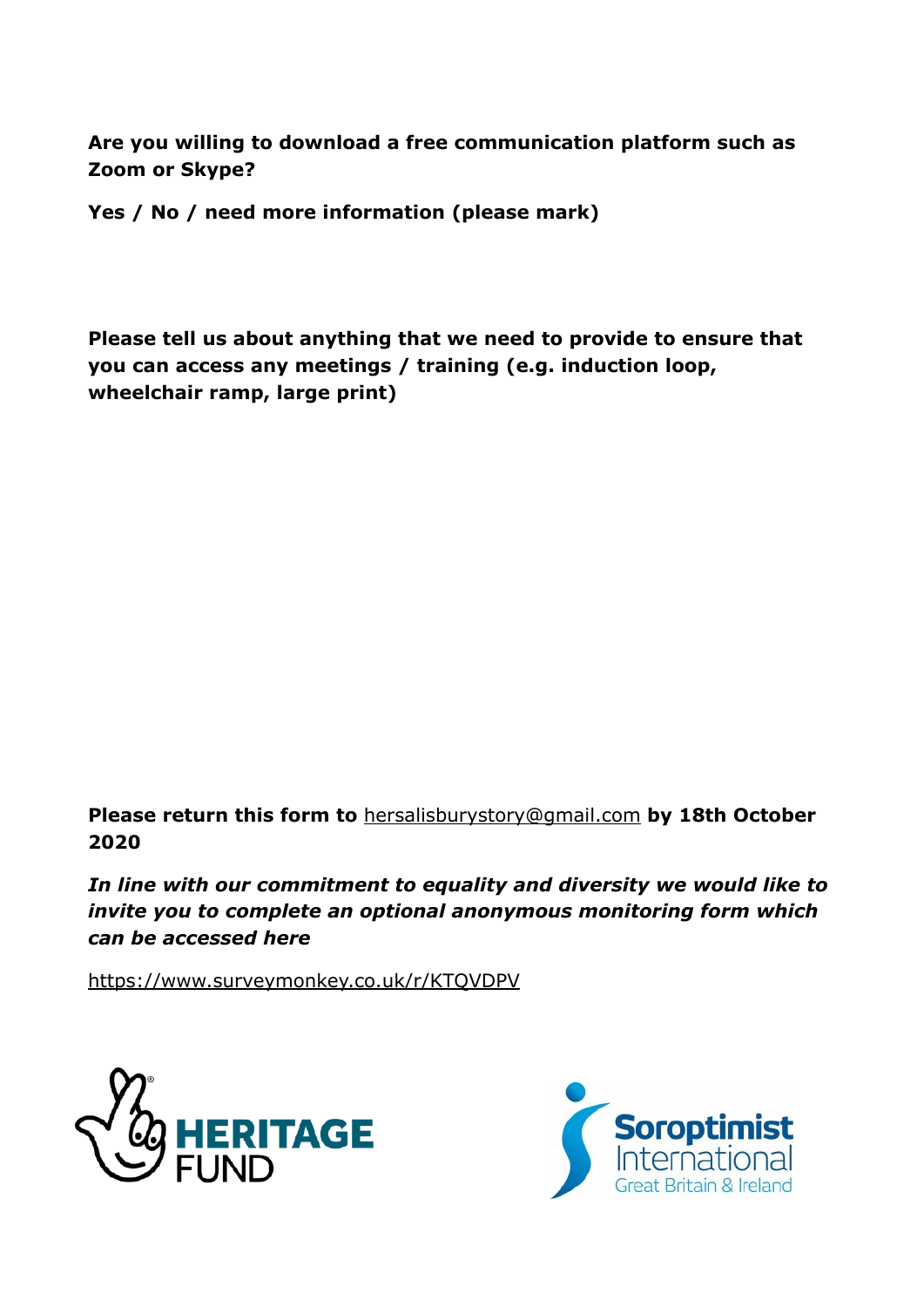**Are you willing to download a free communication platform such as Zoom or Skype?**

**Yes / No / need more information (please mark)**

**Please tell us about anything that we need to provide to ensure that you can access any meetings / training (e.g. induction loop, wheelchair ramp, large print)**

**Please return this form to** hersalisburystory@gmail.com **by 18th October 2020**

***In line with our commitment to equality and diversity we would like to invite you to complete an optional anonymous monitoring form which can be accessed here***

https://www.surveymonkey.co.uk/r/KTQVDPV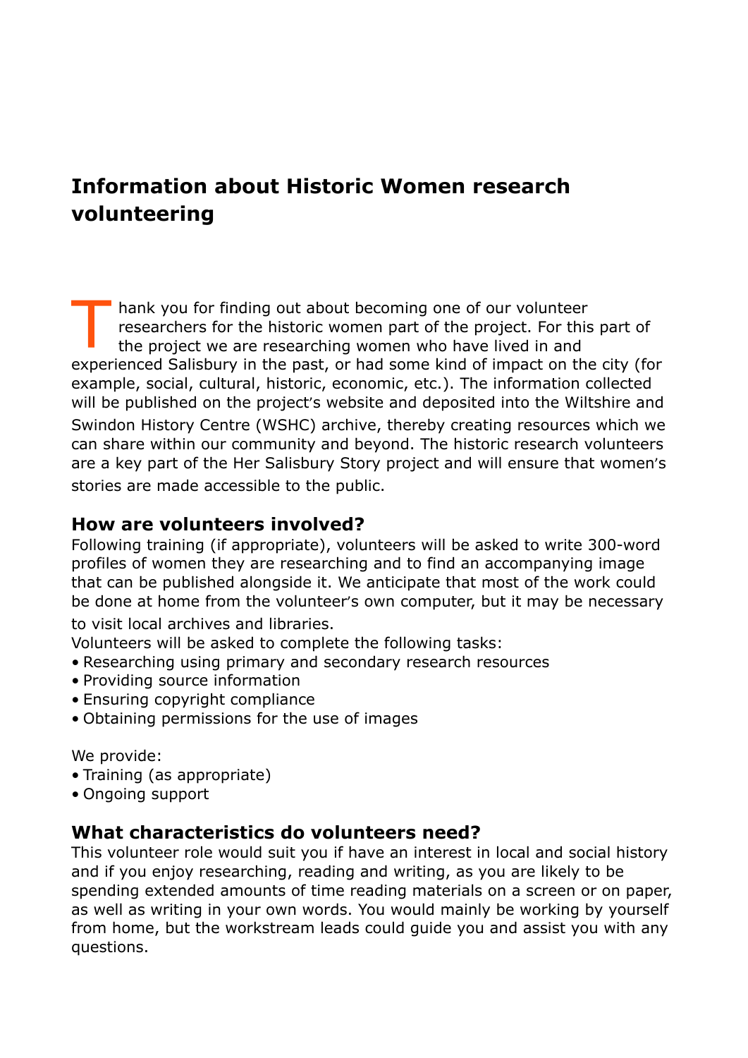# Information about Historic Women research volunteering

Thank you for finding out about becoming one of our volunteer researchers for the historic women part of the project. For this part of the project we are researching women who have lived in and experienced Salisbury in the past, or had some kind of impact on the city (for example, social, cultural, historic, economic, etc.). The information collected will be published on the project's website and deposited into the Wiltshire and Swindon History Centre (WSHC) archive, thereby creating resources which we can share within our community and beyond. The historic research volunteers are a key part of the Her Salisbury Story project and will ensure that women's stories are made accessible to the public.

## How are volunteers involved?

Following training (if appropriate), volunteers will be asked to write 300-word profiles of women they are researching and to find an accompanying image that can be published alongside it. We anticipate that most of the work could be done at home from the volunteer's own computer, but it may be necessary to visit local archives and libraries.

Volunteers will be asked to complete the following tasks:

- Researching using primary and secondary research resources
- Providing source information
- Ensuring copyright compliance
- Obtaining permissions for the use of images

We provide:

- Training (as appropriate)
- Ongoing support

## What characteristics do volunteers need?

This volunteer role would suit you if have an interest in local and social history and if you enjoy researching, reading and writing, as you are likely to be spending extended amounts of time reading materials on a screen or on paper, as well as writing in your own words. You would mainly be working by yourself from home, but the workstream leads could guide you and assist you with any questions.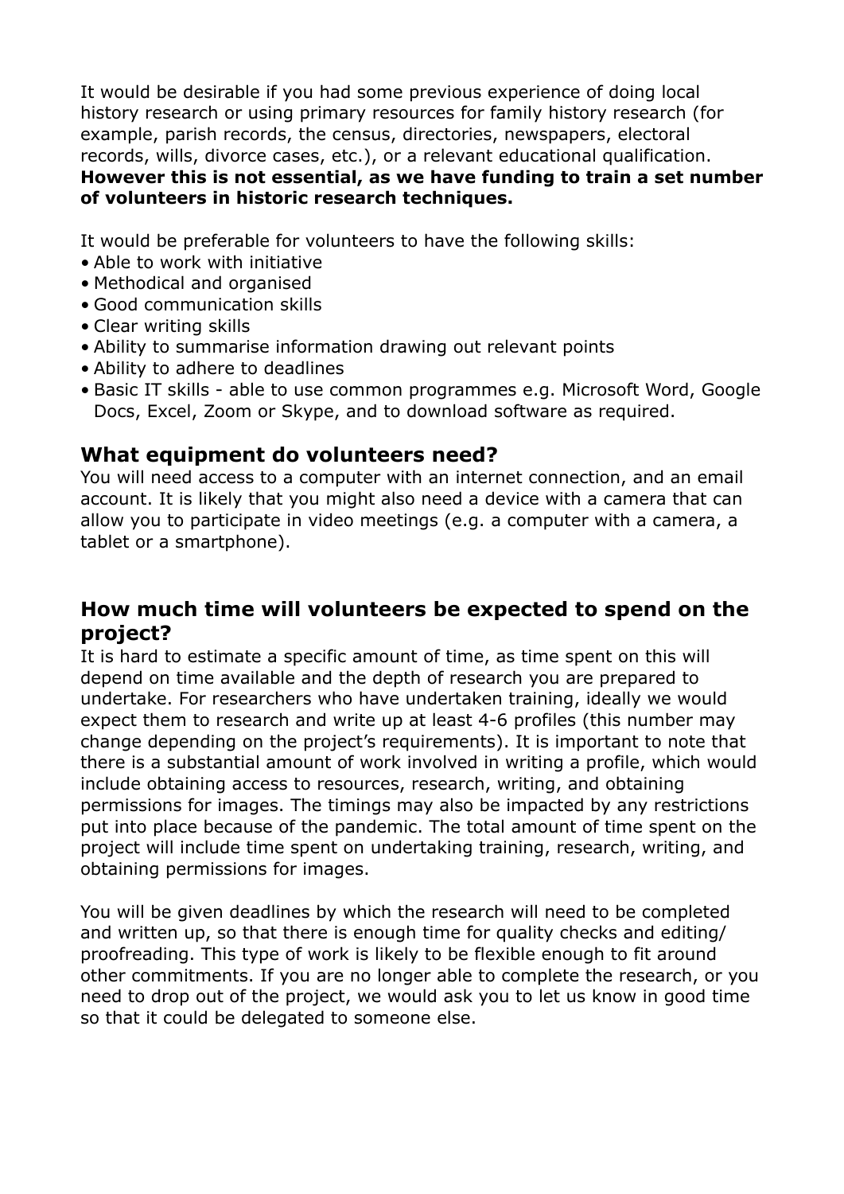It would be desirable if you had some previous experience of doing local history research or using primary resources for family history research (for example, parish records, the census, directories, newspapers, electoral records, wills, divorce cases, etc.), or a relevant educational qualification. **However this is not essential, as we have funding to train a set number of volunteers in historic research techniques.**

It would be preferable for volunteers to have the following skills:

- Able to work with initiative
- Methodical and organised
- Good communication skills
- Clear writing skills
- Ability to summarise information drawing out relevant points
- Ability to adhere to deadlines
- Basic IT skills - able to use common programmes e.g. Microsoft Word, Google Docs, Excel, Zoom or Skype, and to download software as required.

## What equipment do volunteers need?

You will need access to a computer with an internet connection, and an email account. It is likely that you might also need a device with a camera that can allow you to participate in video meetings (e.g. a computer with a camera, a tablet or a smartphone).

## How much time will volunteers be expected to spend on the project?

It is hard to estimate a specific amount of time, as time spent on this will depend on time available and the depth of research you are prepared to undertake. For researchers who have undertaken training, ideally we would expect them to research and write up at least 4-6 profiles (this number may change depending on the project's requirements). It is important to note that there is a substantial amount of work involved in writing a profile, which would include obtaining access to resources, research, writing, and obtaining permissions for images. The timings may also be impacted by any restrictions put into place because of the pandemic. The total amount of time spent on the project will include time spent on undertaking training, research, writing, and obtaining permissions for images.

You will be given deadlines by which the research will need to be completed and written up, so that there is enough time for quality checks and editing/proofreading. This type of work is likely to be flexible enough to fit around other commitments. If you are no longer able to complete the research, or you need to drop out of the project, we would ask you to let us know in good time so that it could be delegated to someone else.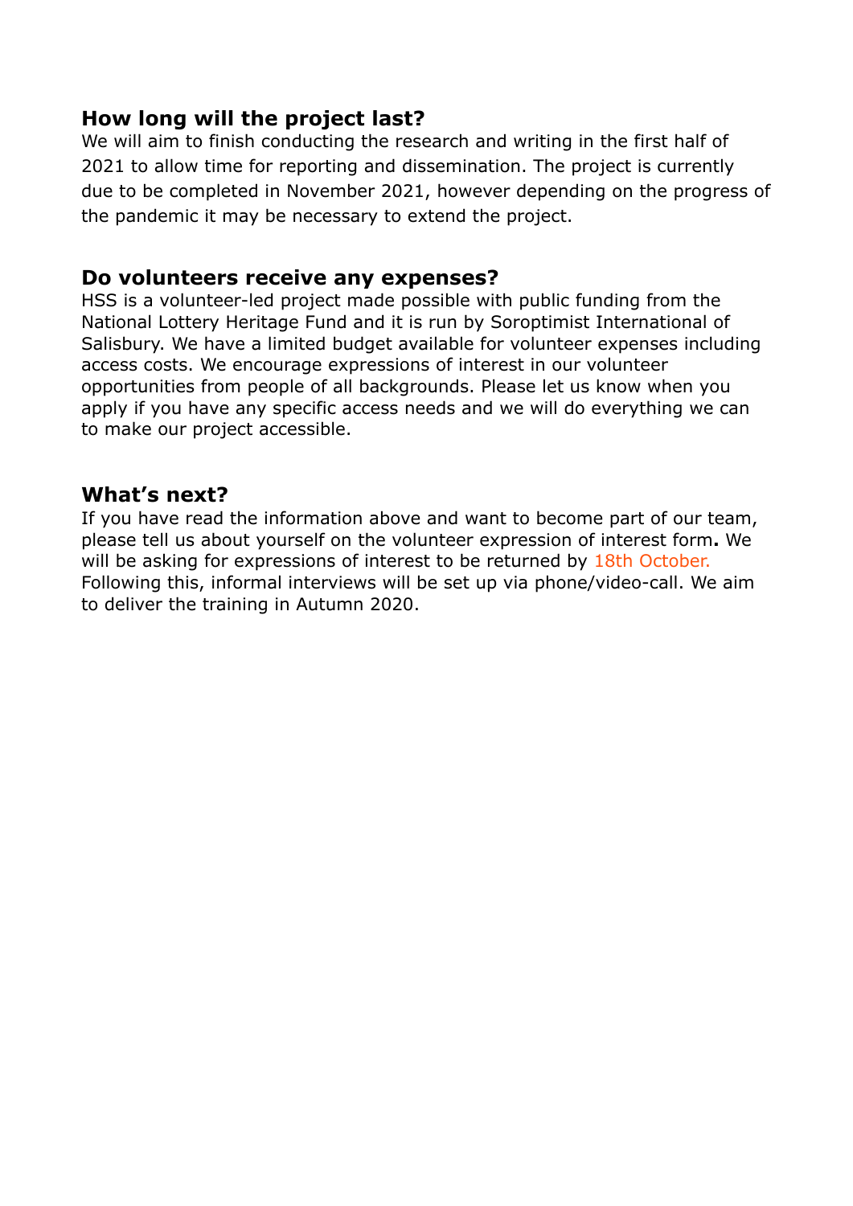## How long will the project last?

We will aim to finish conducting the research and writing in the first half of 2021 to allow time for reporting and dissemination. The project is currently due to be completed in November 2021, however depending on the progress of the pandemic it may be necessary to extend the project.

## Do volunteers receive any expenses?

HSS is a volunteer-led project made possible with public funding from the National Lottery Heritage Fund and it is run by Soroptimist International of Salisbury. We have a limited budget available for volunteer expenses including access costs. We encourage expressions of interest in our volunteer opportunities from people of all backgrounds. Please let us know when you apply if you have any specific access needs and we will do everything we can to make our project accessible.

## What's next?

If you have read the information above and want to become part of our team, please tell us about yourself on the volunteer expression of interest form**.** We will be asking for expressions of interest to be returned by 18th October. Following this, informal interviews will be set up via phone/video-call. We aim to deliver the training in Autumn 2020.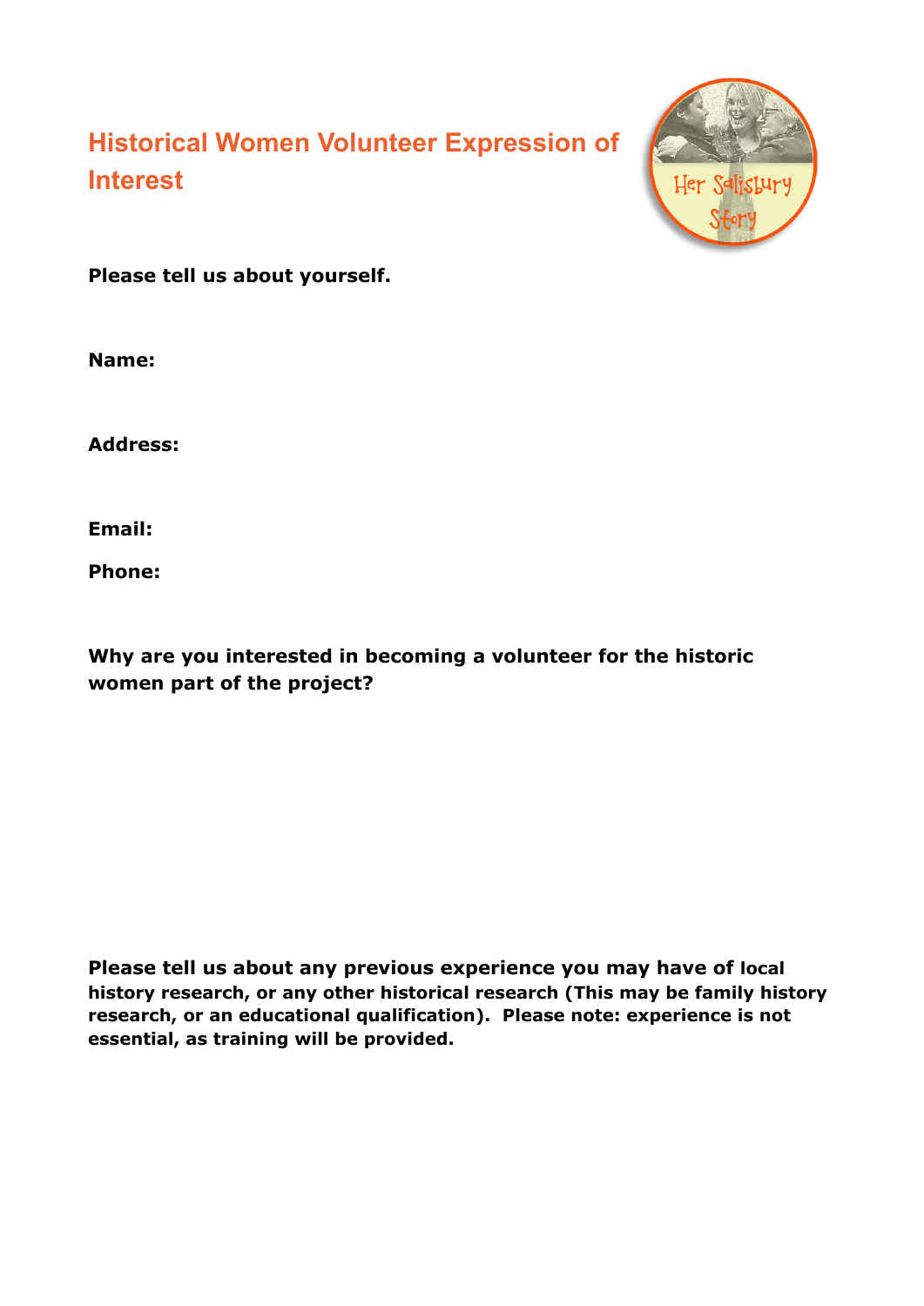# Historical Women Volunteer Expression of Interest

**Please tell us about yourself.**

**Name:**

**Address:**

**Email:**

**Phone:**

**Why are you interested in becoming a volunteer for the historic women part of the project?**

**Please tell us about any previous experience you may have of local history research, or any other historical research (This may be family history research, or an educational qualification). Please note: experience is not essential, as training will be provided.**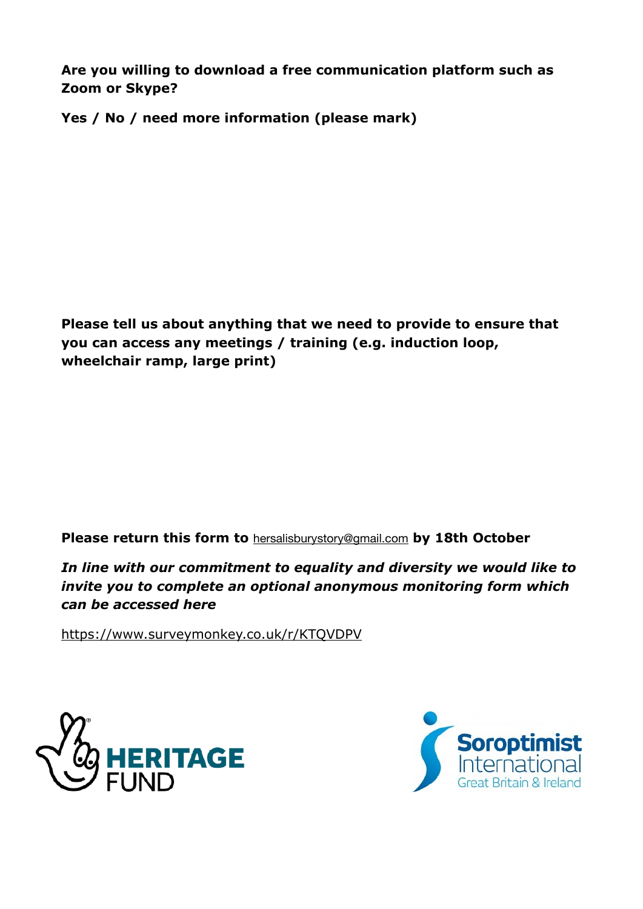**Are you willing to download a free communication platform such as Zoom or Skype?**

**Yes / No / need more information (please mark)**

**Please tell us about anything that we need to provide to ensure that you can access any meetings / training (e.g. induction loop, wheelchair ramp, large print)**

**Please return this form to** hersalisburystory@gmail.com **by 18th October**

***In line with our commitment to equality and diversity we would like to invite you to complete an optional anonymous monitoring form which can be accessed here***

https://www.surveymonkey.co.uk/r/KTQVDPV

HERITAGE FUND

Soroptimist International Great Britain & Ireland